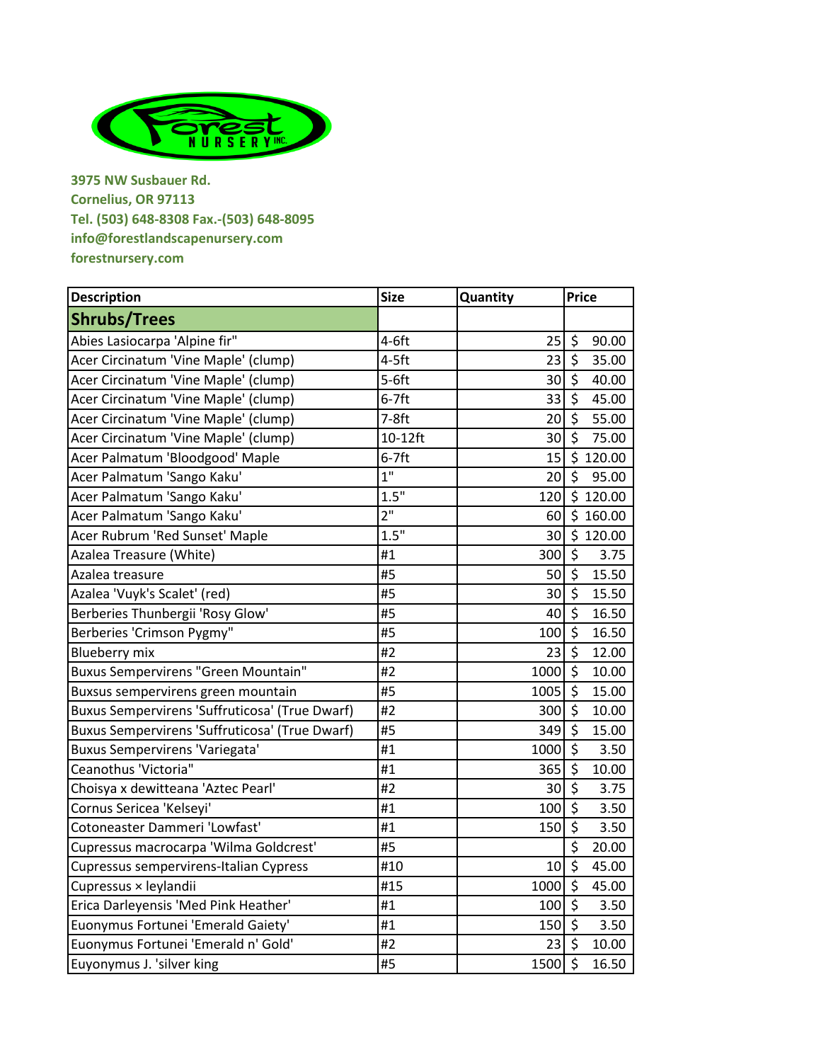Forest Nursery Inc.

**3975 NW Susbauer Rd.**
**Cornelius, OR 97113**
**Tel. (503) 648-8308 Fax.-(503) 648-8095**
**info@forestlandscapenursery.com**
**forestnursery.com**

| Description | Size | Quantity | Price |
|---|---|---|---|
| **Shrubs/Trees** | | | |
| Abies Lasiocarpa 'Alpine fir" | 4-6ft | 25 | $ 90.00 |
| Acer Circinatum 'Vine Maple' (clump) | 4-5ft | 23 | $ 35.00 |
| Acer Circinatum 'Vine Maple' (clump) | 5-6ft | 30 | $ 40.00 |
| Acer Circinatum 'Vine Maple' (clump) | 6-7ft | 33 | $ 45.00 |
| Acer Circinatum 'Vine Maple' (clump) | 7-8ft | 20 | $ 55.00 |
| Acer Circinatum 'Vine Maple' (clump) | 10-12ft | 30 | $ 75.00 |
| Acer Palmatum 'Bloodgood' Maple | 6-7ft | 15 | $ 120.00 |
| Acer Palmatum 'Sango Kaku' | 1" | 20 | $ 95.00 |
| Acer Palmatum 'Sango Kaku' | 1.5" | 120 | $ 120.00 |
| Acer Palmatum 'Sango Kaku' | 2" | 60 | $ 160.00 |
| Acer Rubrum 'Red Sunset' Maple | 1.5" | 30 | $ 120.00 |
| Azalea Treasure (White) | #1 | 300 | $ 3.75 |
| Azalea treasure | #5 | 50 | $ 15.50 |
| Azalea 'Vuyk's Scalet' (red) | #5 | 30 | $ 15.50 |
| Berberies Thunbergii 'Rosy Glow' | #5 | 40 | $ 16.50 |
| Berberies 'Crimson Pygmy" | #5 | 100 | $ 16.50 |
| Blueberry mix | #2 | 23 | $ 12.00 |
| Buxus Sempervirens "Green Mountain" | #2 | 1000 | $ 10.00 |
| Buxsus sempervirens green mountain | #5 | 1005 | $ 15.00 |
| Buxus Sempervirens 'Suffruticosa' (True Dwarf) | #2 | 300 | $ 10.00 |
| Buxus Sempervirens 'Suffruticosa' (True Dwarf) | #5 | 349 | $ 15.00 |
| Buxus Sempervirens 'Variegata' | #1 | 1000 | $ 3.50 |
| Ceanothus 'Victoria" | #1 | 365 | $ 10.00 |
| Choisya x dewitteana 'Aztec Pearl' | #2 | 30 | $ 3.75 |
| Cornus Sericea 'Kelseyi' | #1 | 100 | $ 3.50 |
| Cotoneaster Dammeri 'Lowfast' | #1 | 150 | $ 3.50 |
| Cupressus macrocarpa 'Wilma Goldcrest' | #5 | | $ 20.00 |
| Cupressus sempervirens-Italian Cypress | #10 | 10 | $ 45.00 |
| Cupressus × leylandii | #15 | 1000 | $ 45.00 |
| Erica Darleyensis 'Med Pink Heather' | #1 | 100 | $ 3.50 |
| Euonymus Fortunei 'Emerald Gaiety' | #1 | 150 | $ 3.50 |
| Euonymus Fortunei 'Emerald n' Gold' | #2 | 23 | $ 10.00 |
| Euyonymus J. 'silver king | #5 | 1500 | $ 16.50 |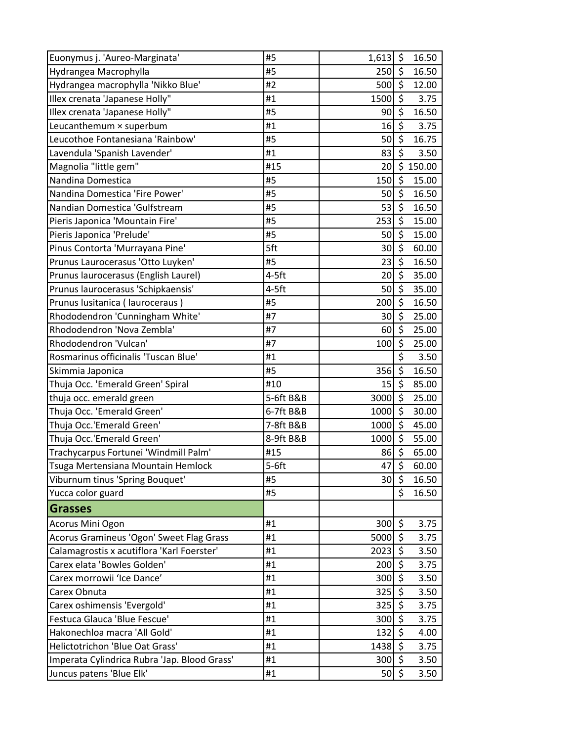| | | | |
|---|---|---|---|
| Euonymus j. 'Aureo-Marginata' | #5 | 1,613 | $ 16.50 |
| Hydrangea Macrophylla | #5 | 250 | $ 16.50 |
| Hydrangea macrophylla 'Nikko Blue' | #2 | 500 | $ 12.00 |
| Illex crenata 'Japanese Holly" | #1 | 1500 | $ 3.75 |
| Illex crenata 'Japanese Holly" | #5 | 90 | $ 16.50 |
| Leucanthemum × superbum | #1 | 16 | $ 3.75 |
| Leucothoe Fontanesiana 'Rainbow' | #5 | 50 | $ 16.75 |
| Lavendula 'Spanish Lavender' | #1 | 83 | $ 3.50 |
| Magnolia "little gem" | #15 | 20 | $ 150.00 |
| Nandina Domestica | #5 | 150 | $ 15.00 |
| Nandina Domestica 'Fire Power' | #5 | 50 | $ 16.50 |
| Nandian Domestica 'Gulfstream | #5 | 53 | $ 16.50 |
| Pieris Japonica 'Mountain Fire' | #5 | 253 | $ 15.00 |
| Pieris Japonica 'Prelude' | #5 | 50 | $ 15.00 |
| Pinus Contorta 'Murrayana Pine' | 5ft | 30 | $ 60.00 |
| Prunus Laurocerasus 'Otto Luyken' | #5 | 23 | $ 16.50 |
| Prunus laurocerasus (English Laurel) | 4-5ft | 20 | $ 35.00 |
| Prunus laurocerasus 'Schipkaensis' | 4-5ft | 50 | $ 35.00 |
| Prunus lusitanica ( lauroceraus ) | #5 | 200 | $ 16.50 |
| Rhododendron 'Cunningham White' | #7 | 30 | $ 25.00 |
| Rhododendron 'Nova Zembla' | #7 | 60 | $ 25.00 |
| Rhododendron 'Vulcan' | #7 | 100 | $ 25.00 |
| Rosmarinus officinalis 'Tuscan Blue' | #1 | | $ 3.50 |
| Skimmia Japonica | #5 | 356 | $ 16.50 |
| Thuja Occ. 'Emerald Green' Spiral | #10 | 15 | $ 85.00 |
| thuja occ. emerald green | 5-6ft B&B | 3000 | $ 25.00 |
| Thuja Occ. 'Emerald Green' | 6-7ft B&B | 1000 | $ 30.00 |
| Thuja Occ.'Emerald Green' | 7-8ft B&B | 1000 | $ 45.00 |
| Thuja Occ.'Emerald Green' | 8-9ft B&B | 1000 | $ 55.00 |
| Trachycarpus Fortunei 'Windmill Palm' | #15 | 86 | $ 65.00 |
| Tsuga Mertensiana Mountain Hemlock | 5-6ft | 47 | $ 60.00 |
| Viburnum tinus 'Spring Bouquet' | #5 | 30 | $ 16.50 |
| Yucca color guard | #5 | | $ 16.50 |
| **Grasses** | | | |
| Acorus Mini Ogon | #1 | 300 | $ 3.75 |
| Acorus Gramineus 'Ogon' Sweet Flag Grass | #1 | 5000 | $ 3.75 |
| Calamagrostis x acutiflora 'Karl Foerster' | #1 | 2023 | $ 3.50 |
| Carex elata 'Bowles Golden' | #1 | 200 | $ 3.75 |
| Carex morrowii 'Ice Dance' | #1 | 300 | $ 3.50 |
| Carex Obnuta | #1 | 325 | $ 3.50 |
| Carex oshimensis 'Evergold' | #1 | 325 | $ 3.75 |
| Festuca Glauca 'Blue Fescue' | #1 | 300 | $ 3.75 |
| Hakonechloa macra 'All Gold' | #1 | 132 | $ 4.00 |
| Helictotrichon 'Blue Oat Grass' | #1 | 1438 | $ 3.75 |
| Imperata Cylindrica Rubra 'Jap. Blood Grass' | #1 | 300 | $ 3.50 |
| Juncus patens 'Blue Elk' | #1 | 50 | $ 3.50 |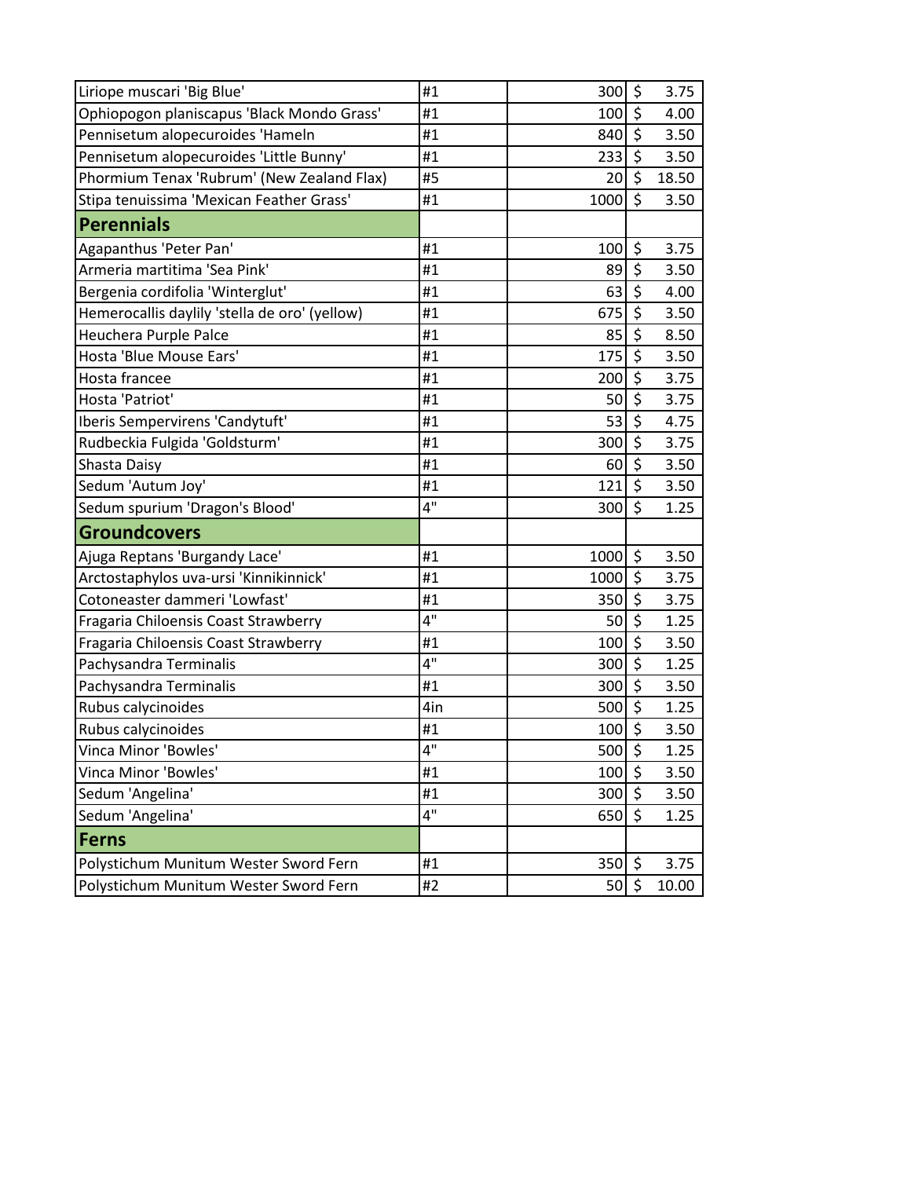| | | | |
|---|---|---|---|
| Liriope muscari 'Big Blue' | #1 | 300 | $ 3.75 |
| Ophiopogon planiscapus 'Black Mondo Grass' | #1 | 100 | $ 4.00 |
| Pennisetum alopecuroides 'Hameln | #1 | 840 | $ 3.50 |
| Pennisetum alopecuroides 'Little Bunny' | #1 | 233 | $ 3.50 |
| Phormium Tenax 'Rubrum' (New Zealand Flax) | #5 | 20 | $ 18.50 |
| Stipa tenuissima 'Mexican Feather Grass' | #1 | 1000 | $ 3.50 |
| **Perennials** | | | |
| Agapanthus 'Peter Pan' | #1 | 100 | $ 3.75 |
| Armeria martitima 'Sea Pink' | #1 | 89 | $ 3.50 |
| Bergenia cordifolia 'Winterglut' | #1 | 63 | $ 4.00 |
| Hemerocallis daylily 'stella de oro' (yellow) | #1 | 675 | $ 3.50 |
| Heuchera Purple Palce | #1 | 85 | $ 8.50 |
| Hosta 'Blue Mouse Ears' | #1 | 175 | $ 3.50 |
| Hosta francee | #1 | 200 | $ 3.75 |
| Hosta 'Patriot' | #1 | 50 | $ 3.75 |
| Iberis Sempervirens 'Candytuft' | #1 | 53 | $ 4.75 |
| Rudbeckia Fulgida 'Goldsturm' | #1 | 300 | $ 3.75 |
| Shasta Daisy | #1 | 60 | $ 3.50 |
| Sedum 'Autum Joy' | #1 | 121 | $ 3.50 |
| Sedum spurium 'Dragon's Blood' | 4" | 300 | $ 1.25 |
| **Groundcovers** | | | |
| Ajuga Reptans 'Burgandy Lace' | #1 | 1000 | $ 3.50 |
| Arctostaphylos uva-ursi 'Kinnikinnick' | #1 | 1000 | $ 3.75 |
| Cotoneaster dammeri 'Lowfast' | #1 | 350 | $ 3.75 |
| Fragaria Chiloensis Coast Strawberry | 4" | 50 | $ 1.25 |
| Fragaria Chiloensis Coast Strawberry | #1 | 100 | $ 3.50 |
| Pachysandra Terminalis | 4" | 300 | $ 1.25 |
| Pachysandra Terminalis | #1 | 300 | $ 3.50 |
| Rubus calycinoides | 4in | 500 | $ 1.25 |
| Rubus calycinoides | #1 | 100 | $ 3.50 |
| Vinca Minor 'Bowles' | 4" | 500 | $ 1.25 |
| Vinca Minor 'Bowles' | #1 | 100 | $ 3.50 |
| Sedum 'Angelina' | #1 | 300 | $ 3.50 |
| Sedum 'Angelina' | 4" | 650 | $ 1.25 |
| **Ferns** | | | |
| Polystichum Munitum Wester Sword Fern | #1 | 350 | $ 3.75 |
| Polystichum Munitum Wester Sword Fern | #2 | 50 | $ 10.00 |